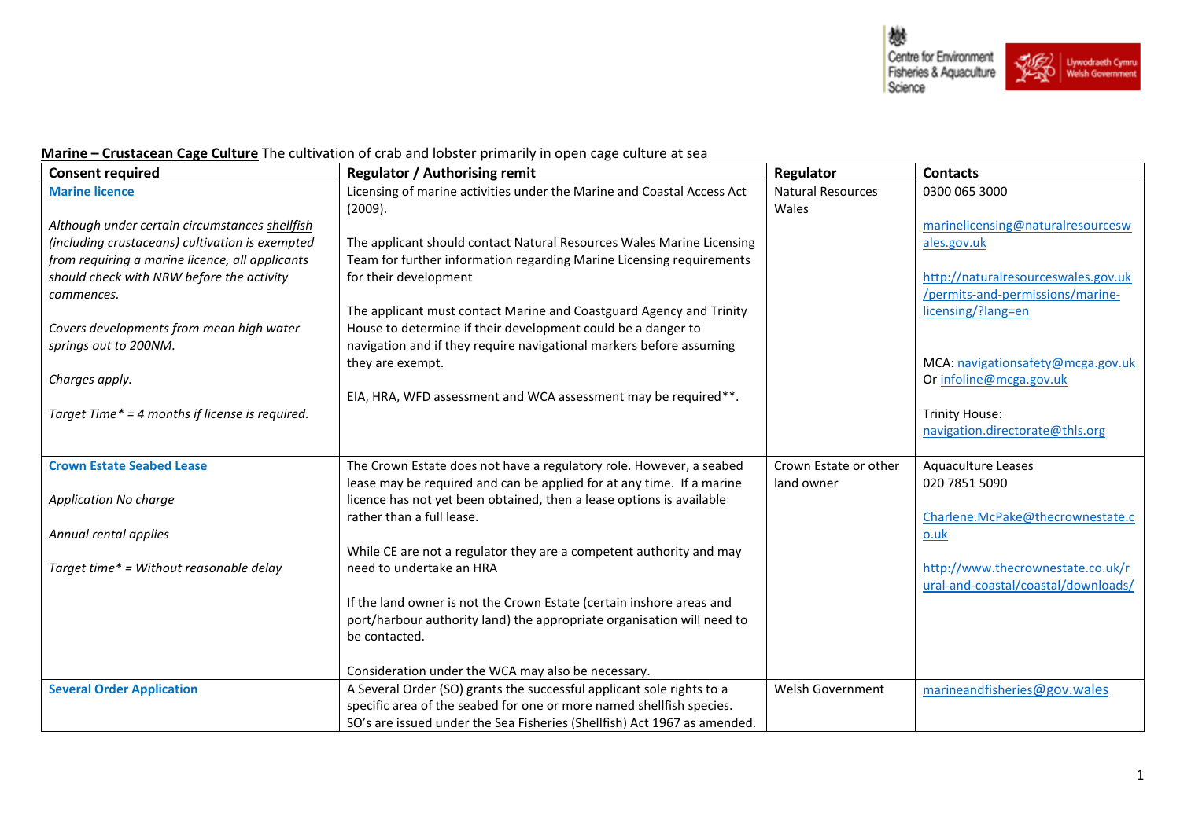**Marine – Crustacean Cage Culture** The cultivation of crab and lobster primarily in open cage culture at sea

| Consent required | Regulator / Authorising remit | Regulator | Contacts |
|---|---|---|---|
| **Marine licence**<br><br>*Although under certain circumstances shellfish (including crustaceans) cultivation is exempted from requiring a marine licence, all applicants should check with NRW before the activity commences.*<br><br>*Covers developments from mean high water springs out to 200NM.*<br><br>*Charges apply.*<br><br>*Target Time\* = 4 months if license is required.* | Licensing of marine activities under the Marine and Coastal Access Act (2009).<br><br>The applicant should contact Natural Resources Wales Marine Licensing Team for further information regarding Marine Licensing requirements for their development<br><br>The applicant must contact Marine and Coastguard Agency and Trinity House to determine if their development could be a danger to navigation and if they require navigational markers before assuming they are exempt.<br><br>EIA, HRA, WFD assessment and WCA assessment may be required\*\*. | Natural Resources Wales | 0300 065 3000<br><br>marinelicensing@naturalresourceswales.gov.uk<br><br>http://naturalresourceswales.gov.uk/permits-and-permissions/marine-licensing/?lang=en<br><br>MCA: navigationsafety@mcga.gov.uk Or infoline@mcga.gov.uk<br><br>Trinity House: navigation.directorate@thls.org |
| **Crown Estate Seabed Lease**<br><br>*Application No charge*<br><br>*Annual rental applies*<br><br>*Target time\* = Without reasonable delay* | The Crown Estate does not have a regulatory role. However, a seabed lease may be required and can be applied for at any time. If a marine licence has not yet been obtained, then a lease options is available rather than a full lease.<br><br>While CE are not a regulator they are a competent authority and may need to undertake an HRA<br><br>If the land owner is not the Crown Estate (certain inshore areas and port/harbour authority land) the appropriate organisation will need to be contacted.<br><br>Consideration under the WCA may also be necessary. | Crown Estate or other land owner | Aquaculture Leases<br>020 7851 5090<br><br>Charlene.McPake@thecrownestate.co.uk<br><br>http://www.thecrownestate.co.uk/rural-and-coastal/coastal/downloads/ |
| **Several Order Application** | A Several Order (SO) grants the successful applicant sole rights to a specific area of the seabed for one or more named shellfish species. SO's are issued under the Sea Fisheries (Shellfish) Act 1967 as amended. | Welsh Government | marineandfisheries@gov.wales |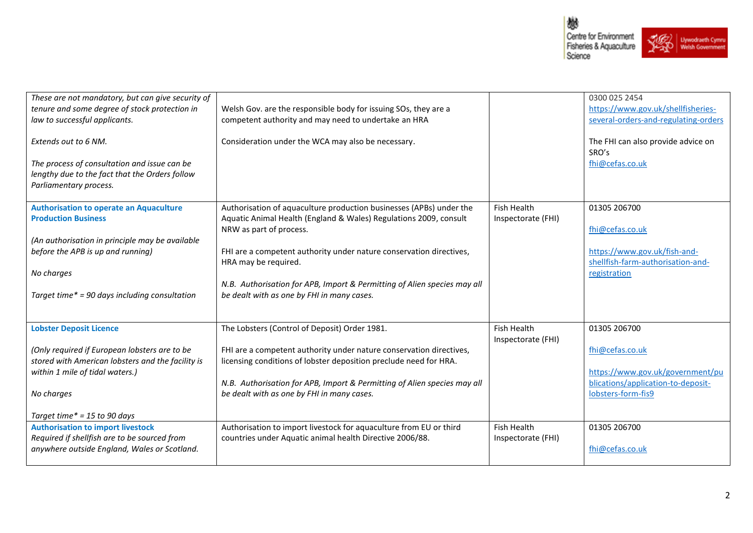| | | | |
|---|---|---|---|
| *These are not mandatory, but can give security of tenure and some degree of stock protection in law to successful applicants.*<br><br>*Extends out to 6 NM.*<br><br>*The process of consultation and issue can be lengthy due to the fact that the Orders follow Parliamentary process.* | Welsh Gov. are the responsible body for issuing SOs, they are a competent authority and may need to undertake an HRA<br><br>Consideration under the WCA may also be necessary. | | 0300 025 2454<br>https://www.gov.uk/shellfisheries-several-orders-and-regulating-orders<br><br>The FHI can also provide advice on SRO's<br>fhi@cefas.co.uk |
| **Authorisation to operate an Aquaculture Production Business**<br><br>*(An authorisation in principle may be available before the APB is up and running)*<br><br>*No charges*<br><br>*Target time* = 90 days including consultation* | Authorisation of aquaculture production businesses (APBs) under the Aquatic Animal Health (England & Wales) Regulations 2009, consult NRW as part of process.<br><br>FHI are a competent authority under nature conservation directives, HRA may be required.<br><br>*N.B. Authorisation for APB, Import & Permitting of Alien species may all be dealt with as one by FHI in many cases.* | Fish Health Inspectorate (FHI) | 01305 206700<br><br>fhi@cefas.co.uk<br><br>https://www.gov.uk/fish-and-shellfish-farm-authorisation-and-registration |
| **Lobster Deposit Licence**<br><br>*(Only required if European lobsters are to be stored with American lobsters and the facility is within 1 mile of tidal waters.)*<br><br>*No charges*<br><br>*Target time* = 15 to 90 days* | The Lobsters (Control of Deposit) Order 1981.<br><br>FHI are a competent authority under nature conservation directives, licensing conditions of lobster deposition preclude need for HRA.<br><br>*N.B. Authorisation for APB, Import & Permitting of Alien species may all be dealt with as one by FHI in many cases.* | Fish Health Inspectorate (FHI) | 01305 206700<br><br>fhi@cefas.co.uk<br><br>https://www.gov.uk/government/publications/application-to-deposit-lobsters-form-fis9 |
| **Authorisation to import livestock**<br>*Required if shellfish are to be sourced from anywhere outside England, Wales or Scotland.* | Authorisation to import livestock for aquaculture from EU or third countries under Aquatic animal health Directive 2006/88. | Fish Health Inspectorate (FHI) | 01305 206700<br><br>fhi@cefas.co.uk |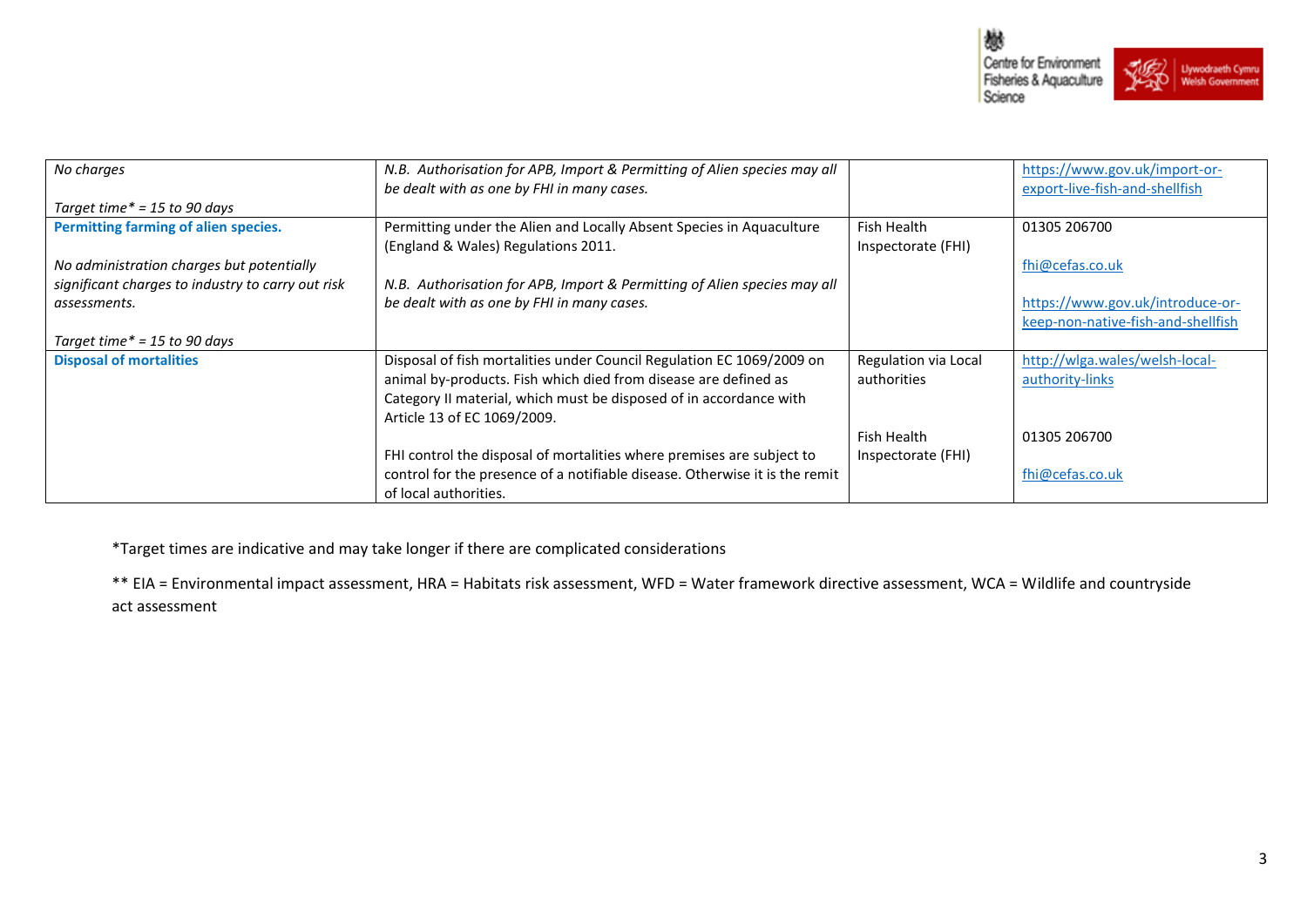| | | | |
|---|---|---|---|
| *No charges*<br><br>*Target time* = 15 to 90 days* | *N.B. Authorisation for APB, Import & Permitting of Alien species may all be dealt with as one by FHI in many cases.* | | https://www.gov.uk/import-or-export-live-fish-and-shellfish |
| **Permitting farming of alien species.**<br><br>*No administration charges but potentially significant charges to industry to carry out risk assessments.*<br><br>*Target time* = 15 to 90 days* | Permitting under the Alien and Locally Absent Species in Aquaculture (England & Wales) Regulations 2011.<br><br>*N.B. Authorisation for APB, Import & Permitting of Alien species may all be dealt with as one by FHI in many cases.* | Fish Health Inspectorate (FHI) | 01305 206700<br><br>fhi@cefas.co.uk<br><br>https://www.gov.uk/introduce-or-keep-non-native-fish-and-shellfish |
| **Disposal of mortalities** | Disposal of fish mortalities under Council Regulation EC 1069/2009 on animal by-products. Fish which died from disease are defined as Category II material, which must be disposed of in accordance with Article 13 of EC 1069/2009.<br><br>FHI control the disposal of mortalities where premises are subject to control for the presence of a notifiable disease. Otherwise it is the remit of local authorities. | Regulation via Local authorities<br><br>Fish Health Inspectorate (FHI) | http://wlga.wales/welsh-local-authority-links<br><br>01305 206700<br><br>fhi@cefas.co.uk |

*Target times are indicative and may take longer if there are complicated considerations

** EIA = Environmental impact assessment, HRA = Habitats risk assessment, WFD = Water framework directive assessment, WCA = Wildlife and countryside act assessment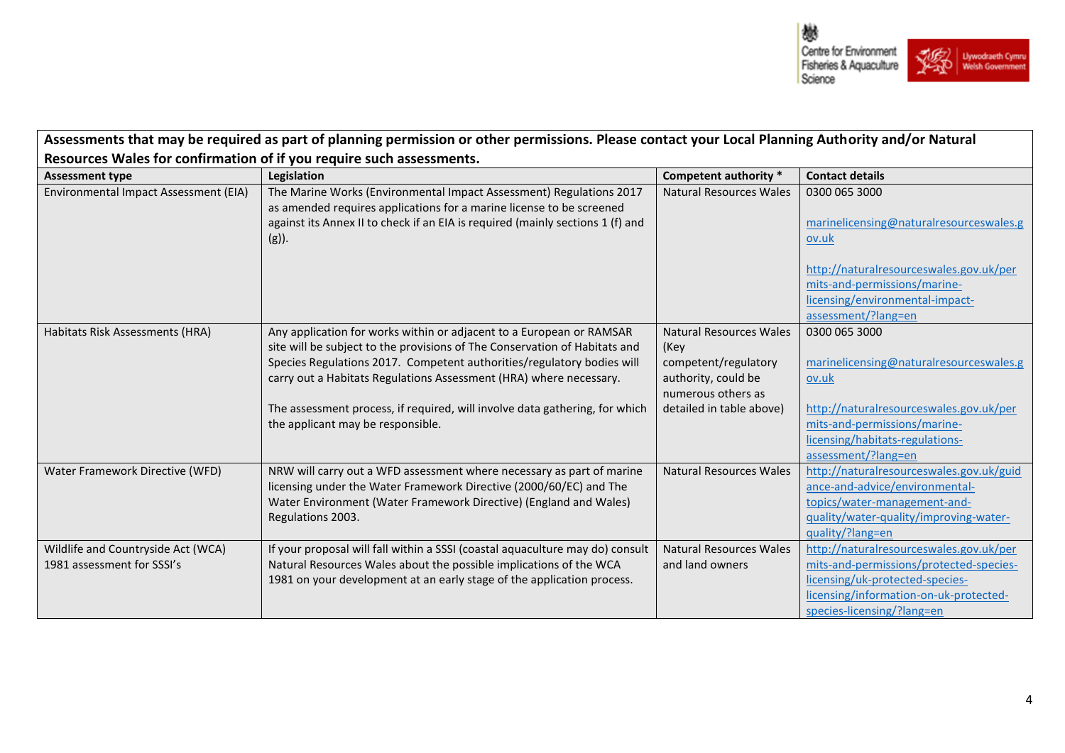**Assessments that may be required as part of planning permission or other permissions. Please contact your Local Planning Authority and/or Natural Resources Wales for confirmation of if you require such assessments.**

| Assessment type | Legislation | Competent authority * | Contact details |
|---|---|---|---|
| Environmental Impact Assessment (EIA) | The Marine Works (Environmental Impact Assessment) Regulations 2017 as amended requires applications for a marine license to be screened against its Annex II to check if an EIA is required (mainly sections 1 (f) and (g)). | Natural Resources Wales | 0300 065 3000<br><br>marinelicensing@naturalresourceswales.gov.uk<br><br>http://naturalresourceswales.gov.uk/permits-and-permissions/marine-licensing/environmental-impact-assessment/?lang=en |
| Habitats Risk Assessments (HRA) | Any application for works within or adjacent to a European or RAMSAR site will be subject to the provisions of The Conservation of Habitats and Species Regulations 2017. Competent authorities/regulatory bodies will carry out a Habitats Regulations Assessment (HRA) where necessary.<br><br>The assessment process, if required, will involve data gathering, for which the applicant may be responsible. | Natural Resources Wales (Key competent/regulatory authority, could be numerous others as detailed in table above) | 0300 065 3000<br><br>marinelicensing@naturalresourceswales.gov.uk<br><br>http://naturalresourceswales.gov.uk/permits-and-permissions/marine-licensing/habitats-regulations-assessment/?lang=en |
| Water Framework Directive (WFD) | NRW will carry out a WFD assessment where necessary as part of marine licensing under the Water Framework Directive (2000/60/EC) and The Water Environment (Water Framework Directive) (England and Wales) Regulations 2003. | Natural Resources Wales | http://naturalresourceswales.gov.uk/guidance-and-advice/environmental-topics/water-management-and-quality/water-quality/improving-water-quality/?lang=en |
| Wildlife and Countryside Act (WCA) 1981 assessment for SSSI's | If your proposal will fall within a SSSI (coastal aquaculture may do) consult Natural Resources Wales about the possible implications of the WCA 1981 on your development at an early stage of the application process. | Natural Resources Wales and land owners | http://naturalresourceswales.gov.uk/permits-and-permissions/protected-species-licensing/uk-protected-species-licensing/information-on-uk-protected-species-licensing/?lang=en |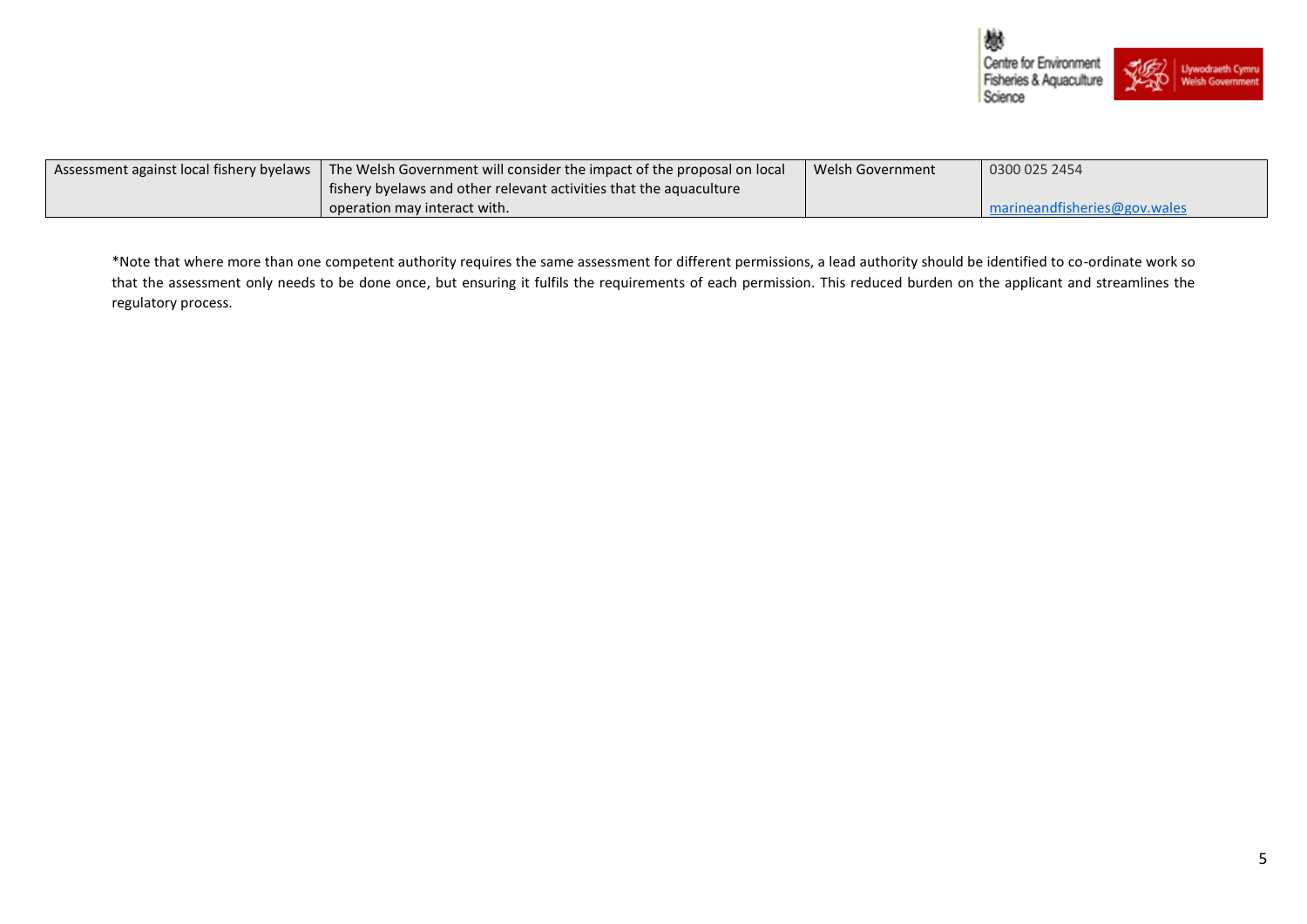| | | | |
|---|---|---|---|
| Assessment against local fishery byelaws | The Welsh Government will consider the impact of the proposal on local fishery byelaws and other relevant activities that the aquaculture operation may interact with. | Welsh Government | 0300 025 2454<br>marineandfisheries@gov.wales |

*Note that where more than one competent authority requires the same assessment for different permissions, a lead authority should be identified to co-ordinate work so that the assessment only needs to be done once, but ensuring it fulfils the requirements of each permission. This reduced burden on the applicant and streamlines the regulatory process.